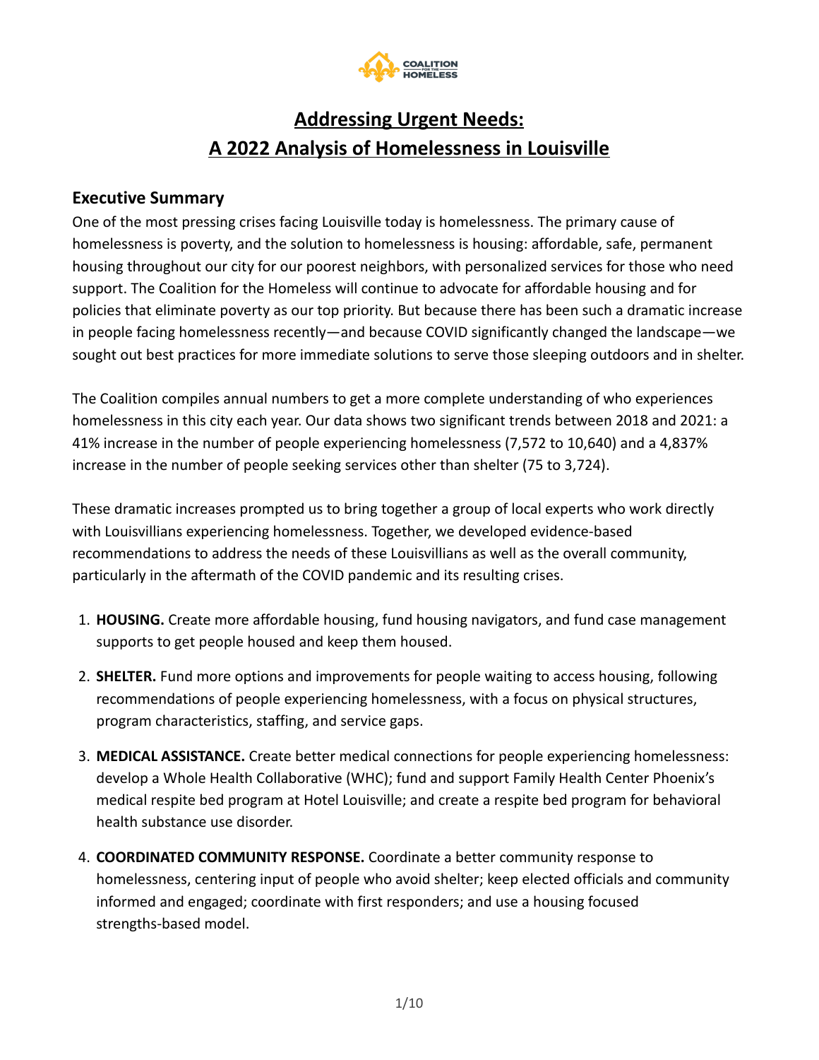# Addressing Urgent Needs: A 2022 Analysis of Homelessness in Louisville

## Executive Summary

One of the most pressing crises facing Louisville today is homelessness. The primary cause of homelessness is poverty, and the solution to homelessness is housing: affordable, safe, permanent housing throughout our city for our poorest neighbors, with personalized services for those who need support. The Coalition for the Homeless will continue to advocate for affordable housing and for policies that eliminate poverty as our top priority. But because there has been such a dramatic increase in people facing homelessness recently—and because COVID significantly changed the landscape—we sought out best practices for more immediate solutions to serve those sleeping outdoors and in shelter.

The Coalition compiles annual numbers to get a more complete understanding of who experiences homelessness in this city each year. Our data shows two significant trends between 2018 and 2021: a 41% increase in the number of people experiencing homelessness (7,572 to 10,640) and a 4,837% increase in the number of people seeking services other than shelter (75 to 3,724).

These dramatic increases prompted us to bring together a group of local experts who work directly with Louisvillians experiencing homelessness. Together, we developed evidence-based recommendations to address the needs of these Louisvillians as well as the overall community, particularly in the aftermath of the COVID pandemic and its resulting crises.

1. **HOUSING.** Create more affordable housing, fund housing navigators, and fund case management supports to get people housed and keep them housed.
2. **SHELTER.** Fund more options and improvements for people waiting to access housing, following recommendations of people experiencing homelessness, with a focus on physical structures, program characteristics, staffing, and service gaps.
3. **MEDICAL ASSISTANCE.** Create better medical connections for people experiencing homelessness: develop a Whole Health Collaborative (WHC); fund and support Family Health Center Phoenix's medical respite bed program at Hotel Louisville; and create a respite bed program for behavioral health substance use disorder.
4. **COORDINATED COMMUNITY RESPONSE.** Coordinate a better community response to homelessness, centering input of people who avoid shelter; keep elected officials and community informed and engaged; coordinate with first responders; and use a housing focused strengths-based model.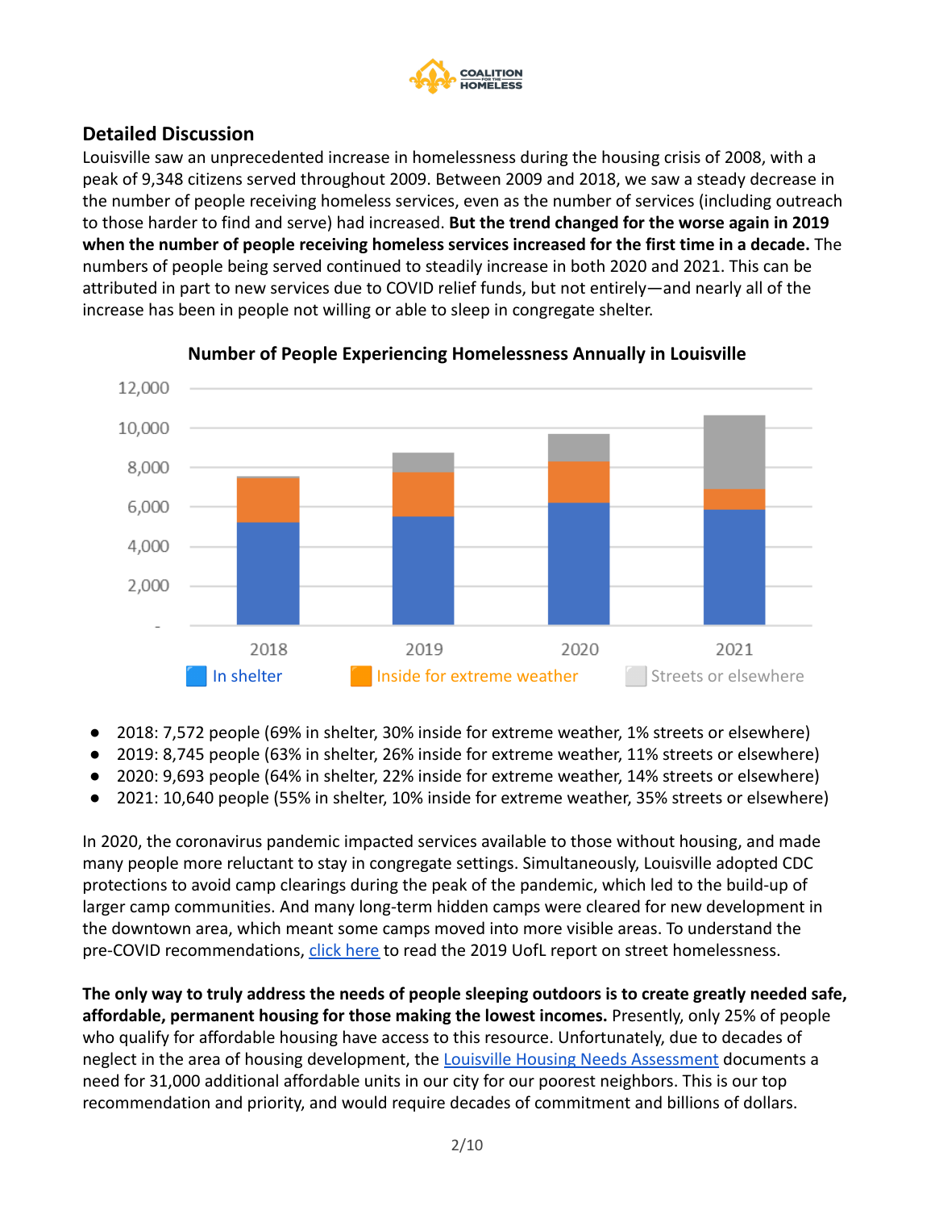## Detailed Discussion

Louisville saw an unprecedented increase in homelessness during the housing crisis of 2008, with a peak of 9,348 citizens served throughout 2009. Between 2009 and 2018, we saw a steady decrease in the number of people receiving homeless services, even as the number of services (including outreach to those harder to find and serve) had increased. **But the trend changed for the worse again in 2019 when the number of people receiving homeless services increased for the first time in a decade.** The numbers of people being served continued to steadily increase in both 2020 and 2021. This can be attributed in part to new services due to COVID relief funds, but not entirely—and nearly all of the increase has been in people not willing or able to sleep in congregate shelter.

**Number of People Experiencing Homelessness Annually in Louisville**

- 2018: 7,572 people (69% in shelter, 30% inside for extreme weather, 1% streets or elsewhere)
- 2019: 8,745 people (63% in shelter, 26% inside for extreme weather, 11% streets or elsewhere)
- 2020: 9,693 people (64% in shelter, 22% inside for extreme weather, 14% streets or elsewhere)
- 2021: 10,640 people (55% in shelter, 10% inside for extreme weather, 35% streets or elsewhere)

In 2020, the coronavirus pandemic impacted services available to those without housing, and made many people more reluctant to stay in congregate settings. Simultaneously, Louisville adopted CDC protections to avoid camp clearings during the peak of the pandemic, which led to the build-up of larger camp communities. And many long-term hidden camps were cleared for new development in the downtown area, which meant some camps moved into more visible areas. To understand the pre-COVID recommendations, click here to read the 2019 UofL report on street homelessness.

**The only way to truly address the needs of people sleeping outdoors is to create greatly needed safe, affordable, permanent housing for those making the lowest incomes.** Presently, only 25% of people who qualify for affordable housing have access to this resource. Unfortunately, due to decades of neglect in the area of housing development, the Louisville Housing Needs Assessment documents a need for 31,000 additional affordable units in our city for our poorest neighbors. This is our top recommendation and priority, and would require decades of commitment and billions of dollars.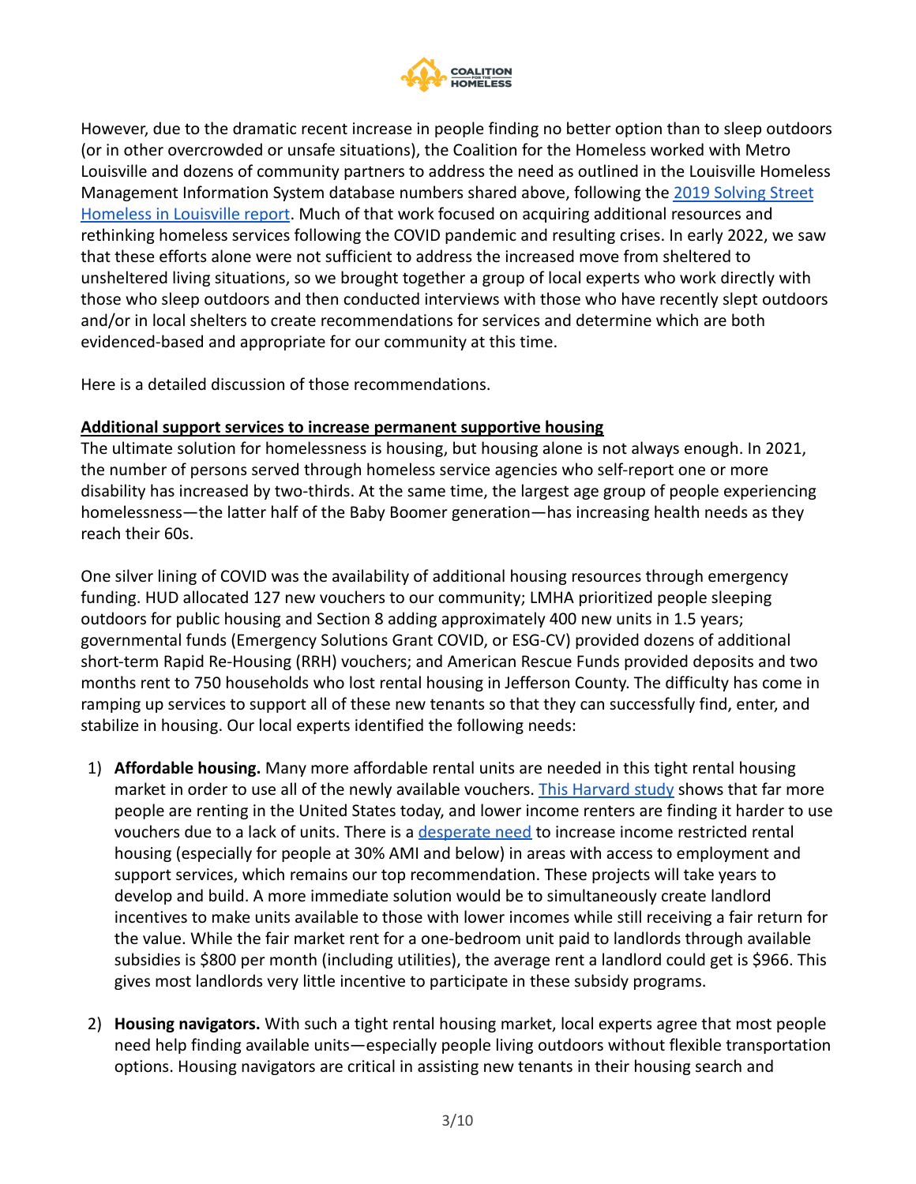However, due to the dramatic recent increase in people finding no better option than to sleep outdoors (or in other overcrowded or unsafe situations), the Coalition for the Homeless worked with Metro Louisville and dozens of community partners to address the need as outlined in the Louisville Homeless Management Information System database numbers shared above, following the [2019 Solving Street Homeless in Louisville report](). Much of that work focused on acquiring additional resources and rethinking homeless services following the COVID pandemic and resulting crises. In early 2022, we saw that these efforts alone were not sufficient to address the increased move from sheltered to unsheltered living situations, so we brought together a group of local experts who work directly with those who sleep outdoors and then conducted interviews with those who have recently slept outdoors and/or in local shelters to create recommendations for services and determine which are both evidenced-based and appropriate for our community at this time.

Here is a detailed discussion of those recommendations.

**Additional support services to increase permanent supportive housing**

The ultimate solution for homelessness is housing, but housing alone is not always enough. In 2021, the number of persons served through homeless service agencies who self-report one or more disability has increased by two-thirds. At the same time, the largest age group of people experiencing homelessness—the latter half of the Baby Boomer generation—has increasing health needs as they reach their 60s.

One silver lining of COVID was the availability of additional housing resources through emergency funding. HUD allocated 127 new vouchers to our community; LMHA prioritized people sleeping outdoors for public housing and Section 8 adding approximately 400 new units in 1.5 years; governmental funds (Emergency Solutions Grant COVID, or ESG-CV) provided dozens of additional short-term Rapid Re-Housing (RRH) vouchers; and American Rescue Funds provided deposits and two months rent to 750 households who lost rental housing in Jefferson County. The difficulty has come in ramping up services to support all of these new tenants so that they can successfully find, enter, and stabilize in housing. Our local experts identified the following needs:

1) **Affordable housing.** Many more affordable rental units are needed in this tight rental housing market in order to use all of the newly available vouchers. [This Harvard study]() shows that far more people are renting in the United States today, and lower income renters are finding it harder to use vouchers due to a lack of units. There is a [desperate need]() to increase income restricted rental housing (especially for people at 30% AMI and below) in areas with access to employment and support services, which remains our top recommendation. These projects will take years to develop and build. A more immediate solution would be to simultaneously create landlord incentives to make units available to those with lower incomes while still receiving a fair return for the value. While the fair market rent for a one-bedroom unit paid to landlords through available subsidies is $800 per month (including utilities), the average rent a landlord could get is $966. This gives most landlords very little incentive to participate in these subsidy programs.

2) **Housing navigators.** With such a tight rental housing market, local experts agree that most people need help finding available units—especially people living outdoors without flexible transportation options. Housing navigators are critical in assisting new tenants in their housing search and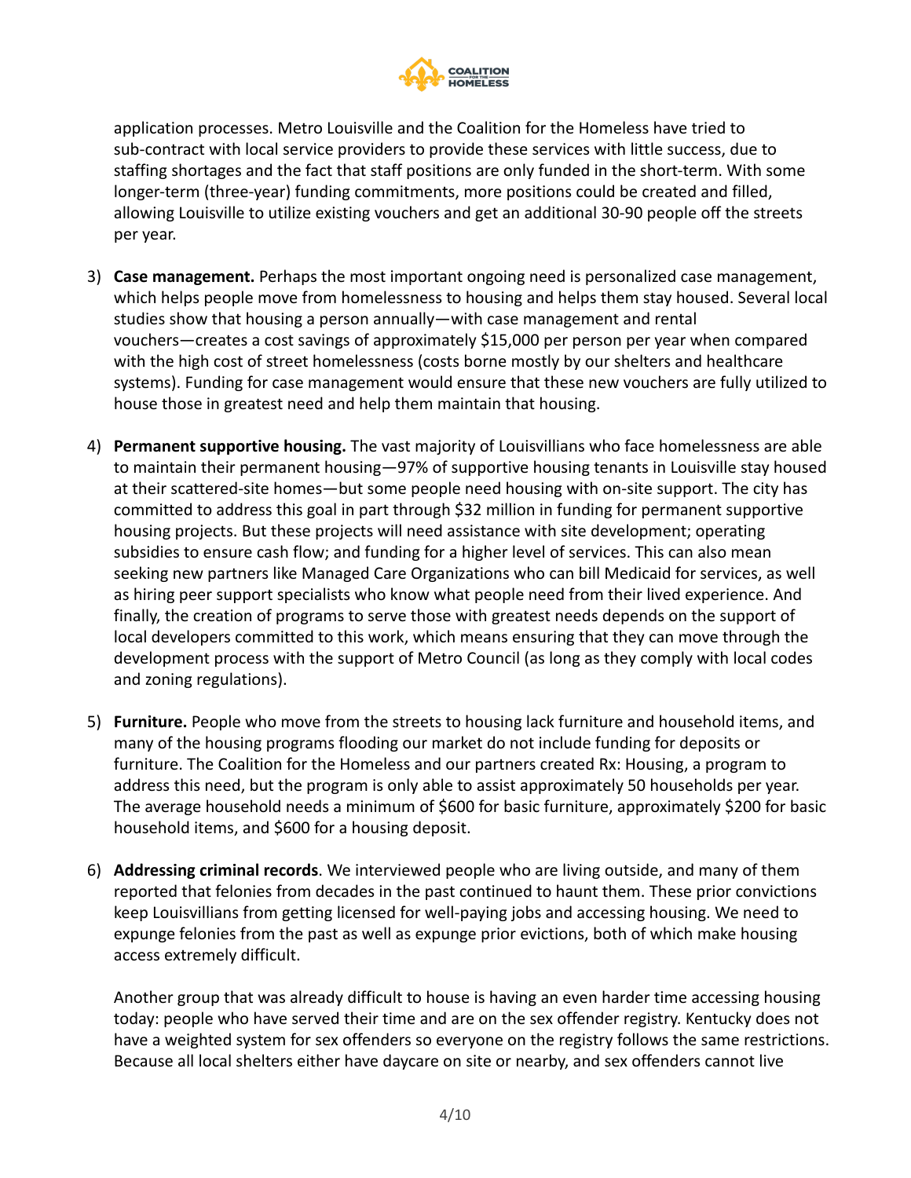application processes. Metro Louisville and the Coalition for the Homeless have tried to sub-contract with local service providers to provide these services with little success, due to staffing shortages and the fact that staff positions are only funded in the short-term. With some longer-term (three-year) funding commitments, more positions could be created and filled, allowing Louisville to utilize existing vouchers and get an additional 30-90 people off the streets per year.

3) **Case management.** Perhaps the most important ongoing need is personalized case management, which helps people move from homelessness to housing and helps them stay housed. Several local studies show that housing a person annually—with case management and rental vouchers—creates a cost savings of approximately $15,000 per person per year when compared with the high cost of street homelessness (costs borne mostly by our shelters and healthcare systems). Funding for case management would ensure that these new vouchers are fully utilized to house those in greatest need and help them maintain that housing.

4) **Permanent supportive housing.** The vast majority of Louisvillians who face homelessness are able to maintain their permanent housing—97% of supportive housing tenants in Louisville stay housed at their scattered-site homes—but some people need housing with on-site support. The city has committed to address this goal in part through $32 million in funding for permanent supportive housing projects. But these projects will need assistance with site development; operating subsidies to ensure cash flow; and funding for a higher level of services. This can also mean seeking new partners like Managed Care Organizations who can bill Medicaid for services, as well as hiring peer support specialists who know what people need from their lived experience. And finally, the creation of programs to serve those with greatest needs depends on the support of local developers committed to this work, which means ensuring that they can move through the development process with the support of Metro Council (as long as they comply with local codes and zoning regulations).

5) **Furniture.** People who move from the streets to housing lack furniture and household items, and many of the housing programs flooding our market do not include funding for deposits or furniture. The Coalition for the Homeless and our partners created Rx: Housing, a program to address this need, but the program is only able to assist approximately 50 households per year. The average household needs a minimum of $600 for basic furniture, approximately $200 for basic household items, and $600 for a housing deposit.

6) **Addressing criminal records**. We interviewed people who are living outside, and many of them reported that felonies from decades in the past continued to haunt them. These prior convictions keep Louisvillians from getting licensed for well-paying jobs and accessing housing. We need to expunge felonies from the past as well as expunge prior evictions, both of which make housing access extremely difficult.

   Another group that was already difficult to house is having an even harder time accessing housing today: people who have served their time and are on the sex offender registry. Kentucky does not have a weighted system for sex offenders so everyone on the registry follows the same restrictions. Because all local shelters either have daycare on site or nearby, and sex offenders cannot live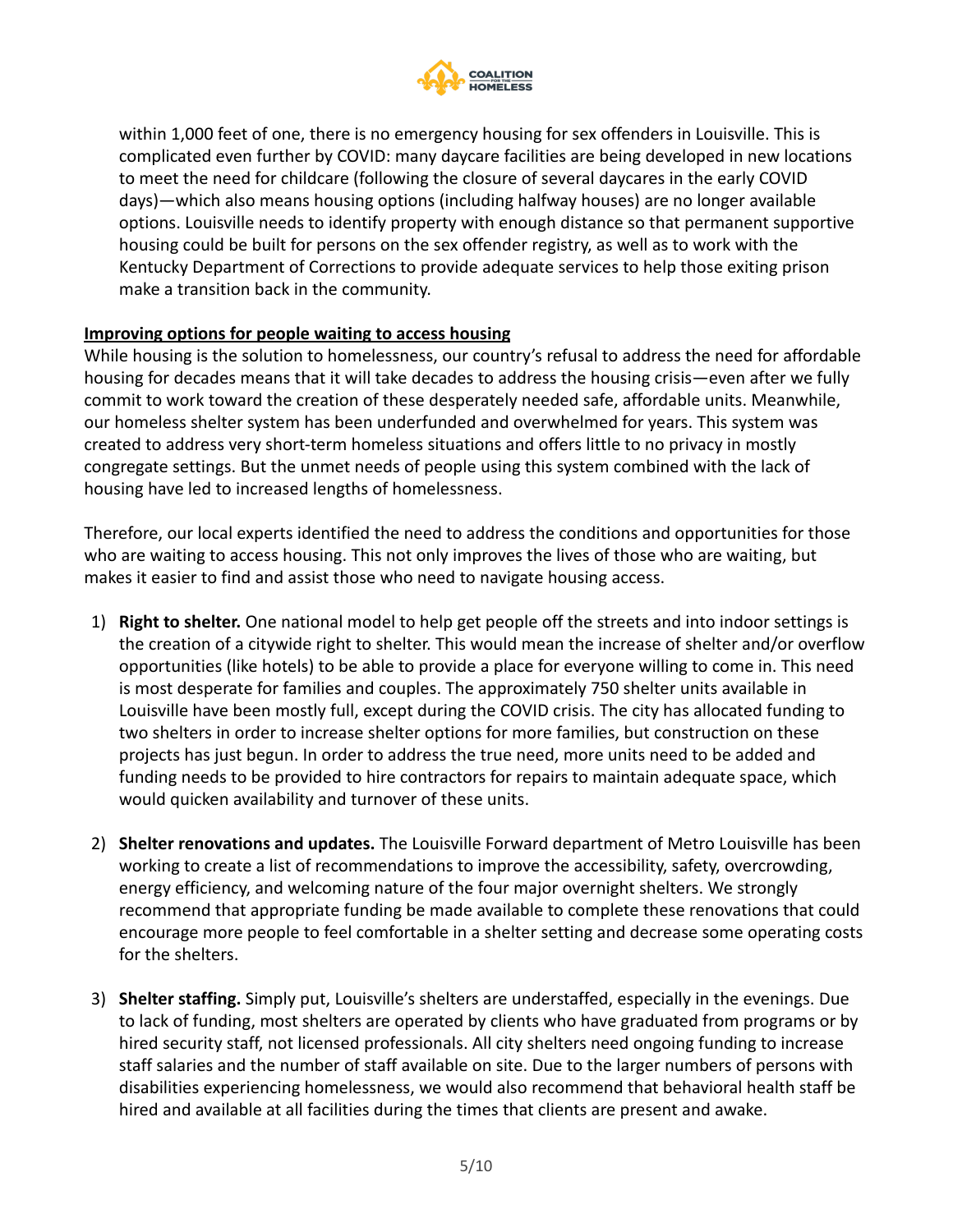within 1,000 feet of one, there is no emergency housing for sex offenders in Louisville. This is complicated even further by COVID: many daycare facilities are being developed in new locations to meet the need for childcare (following the closure of several daycares in the early COVID days)—which also means housing options (including halfway houses) are no longer available options. Louisville needs to identify property with enough distance so that permanent supportive housing could be built for persons on the sex offender registry, as well as to work with the Kentucky Department of Corrections to provide adequate services to help those exiting prison make a transition back in the community.

**Improving options for people waiting to access housing**

While housing is the solution to homelessness, our country's refusal to address the need for affordable housing for decades means that it will take decades to address the housing crisis—even after we fully commit to work toward the creation of these desperately needed safe, affordable units. Meanwhile, our homeless shelter system has been underfunded and overwhelmed for years. This system was created to address very short-term homeless situations and offers little to no privacy in mostly congregate settings. But the unmet needs of people using this system combined with the lack of housing have led to increased lengths of homelessness.

Therefore, our local experts identified the need to address the conditions and opportunities for those who are waiting to access housing. This not only improves the lives of those who are waiting, but makes it easier to find and assist those who need to navigate housing access.

1) **Right to shelter.** One national model to help get people off the streets and into indoor settings is the creation of a citywide right to shelter. This would mean the increase of shelter and/or overflow opportunities (like hotels) to be able to provide a place for everyone willing to come in. This need is most desperate for families and couples. The approximately 750 shelter units available in Louisville have been mostly full, except during the COVID crisis. The city has allocated funding to two shelters in order to increase shelter options for more families, but construction on these projects has just begun. In order to address the true need, more units need to be added and funding needs to be provided to hire contractors for repairs to maintain adequate space, which would quicken availability and turnover of these units.

2) **Shelter renovations and updates.** The Louisville Forward department of Metro Louisville has been working to create a list of recommendations to improve the accessibility, safety, overcrowding, energy efficiency, and welcoming nature of the four major overnight shelters. We strongly recommend that appropriate funding be made available to complete these renovations that could encourage more people to feel comfortable in a shelter setting and decrease some operating costs for the shelters.

3) **Shelter staffing.** Simply put, Louisville's shelters are understaffed, especially in the evenings. Due to lack of funding, most shelters are operated by clients who have graduated from programs or by hired security staff, not licensed professionals. All city shelters need ongoing funding to increase staff salaries and the number of staff available on site. Due to the larger numbers of persons with disabilities experiencing homelessness, we would also recommend that behavioral health staff be hired and available at all facilities during the times that clients are present and awake.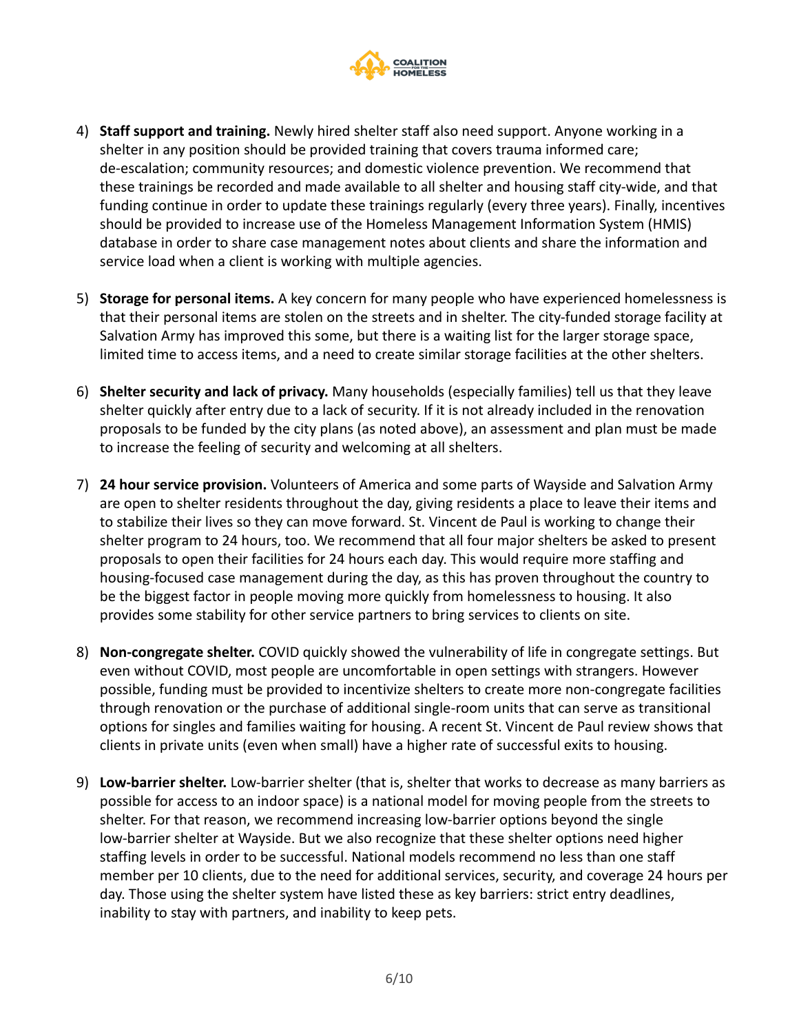4) **Staff support and training.** Newly hired shelter staff also need support. Anyone working in a shelter in any position should be provided training that covers trauma informed care; de-escalation; community resources; and domestic violence prevention. We recommend that these trainings be recorded and made available to all shelter and housing staff city-wide, and that funding continue in order to update these trainings regularly (every three years). Finally, incentives should be provided to increase use of the Homeless Management Information System (HMIS) database in order to share case management notes about clients and share the information and service load when a client is working with multiple agencies.

5) **Storage for personal items.** A key concern for many people who have experienced homelessness is that their personal items are stolen on the streets and in shelter. The city-funded storage facility at Salvation Army has improved this some, but there is a waiting list for the larger storage space, limited time to access items, and a need to create similar storage facilities at the other shelters.

6) **Shelter security and lack of privacy.** Many households (especially families) tell us that they leave shelter quickly after entry due to a lack of security. If it is not already included in the renovation proposals to be funded by the city plans (as noted above), an assessment and plan must be made to increase the feeling of security and welcoming at all shelters.

7) **24 hour service provision.** Volunteers of America and some parts of Wayside and Salvation Army are open to shelter residents throughout the day, giving residents a place to leave their items and to stabilize their lives so they can move forward. St. Vincent de Paul is working to change their shelter program to 24 hours, too. We recommend that all four major shelters be asked to present proposals to open their facilities for 24 hours each day. This would require more staffing and housing-focused case management during the day, as this has proven throughout the country to be the biggest factor in people moving more quickly from homelessness to housing. It also provides some stability for other service partners to bring services to clients on site.

8) **Non-congregate shelter.** COVID quickly showed the vulnerability of life in congregate settings. But even without COVID, most people are uncomfortable in open settings with strangers. However possible, funding must be provided to incentivize shelters to create more non-congregate facilities through renovation or the purchase of additional single-room units that can serve as transitional options for singles and families waiting for housing. A recent St. Vincent de Paul review shows that clients in private units (even when small) have a higher rate of successful exits to housing.

9) **Low-barrier shelter.** Low-barrier shelter (that is, shelter that works to decrease as many barriers as possible for access to an indoor space) is a national model for moving people from the streets to shelter. For that reason, we recommend increasing low-barrier options beyond the single low-barrier shelter at Wayside. But we also recognize that these shelter options need higher staffing levels in order to be successful. National models recommend no less than one staff member per 10 clients, due to the need for additional services, security, and coverage 24 hours per day. Those using the shelter system have listed these as key barriers: strict entry deadlines, inability to stay with partners, and inability to keep pets.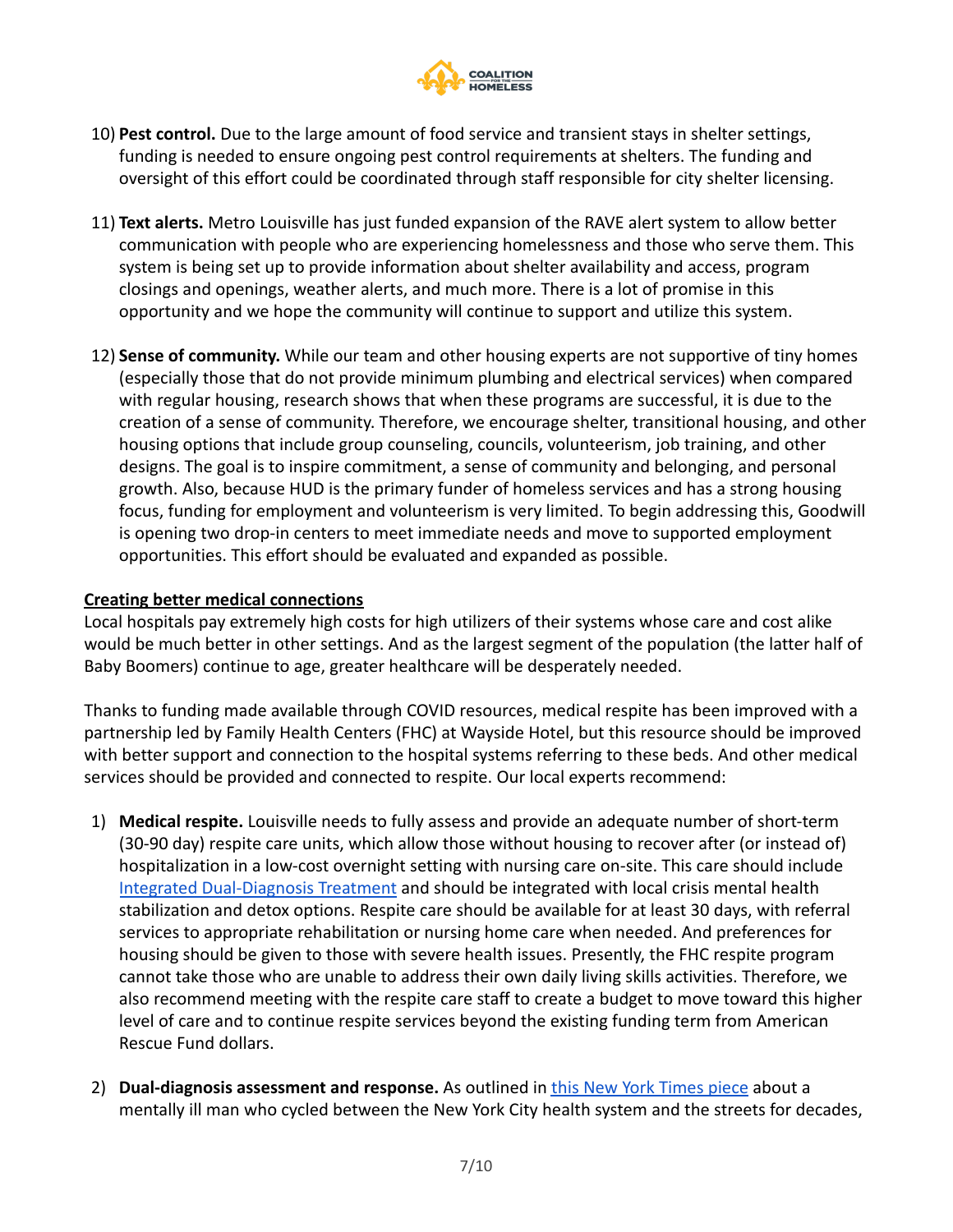10) **Pest control.** Due to the large amount of food service and transient stays in shelter settings, funding is needed to ensure ongoing pest control requirements at shelters. The funding and oversight of this effort could be coordinated through staff responsible for city shelter licensing.

11) **Text alerts.** Metro Louisville has just funded expansion of the RAVE alert system to allow better communication with people who are experiencing homelessness and those who serve them. This system is being set up to provide information about shelter availability and access, program closings and openings, weather alerts, and much more. There is a lot of promise in this opportunity and we hope the community will continue to support and utilize this system.

12) **Sense of community.** While our team and other housing experts are not supportive of tiny homes (especially those that do not provide minimum plumbing and electrical services) when compared with regular housing, research shows that when these programs are successful, it is due to the creation of a sense of community. Therefore, we encourage shelter, transitional housing, and other housing options that include group counseling, councils, volunteerism, job training, and other designs. The goal is to inspire commitment, a sense of community and belonging, and personal growth. Also, because HUD is the primary funder of homeless services and has a strong housing focus, funding for employment and volunteerism is very limited. To begin addressing this, Goodwill is opening two drop-in centers to meet immediate needs and move to supported employment opportunities. This effort should be evaluated and expanded as possible.

## Creating better medical connections

Local hospitals pay extremely high costs for high utilizers of their systems whose care and cost alike would be much better in other settings. And as the largest segment of the population (the latter half of Baby Boomers) continue to age, greater healthcare will be desperately needed.

Thanks to funding made available through COVID resources, medical respite has been improved with a partnership led by Family Health Centers (FHC) at Wayside Hotel, but this resource should be improved with better support and connection to the hospital systems referring to these beds. And other medical services should be provided and connected to respite. Our local experts recommend:

1) **Medical respite.** Louisville needs to fully assess and provide an adequate number of short-term (30-90 day) respite care units, which allow those without housing to recover after (or instead of) hospitalization in a low-cost overnight setting with nursing care on-site. This care should include Integrated Dual-Diagnosis Treatment and should be integrated with local crisis mental health stabilization and detox options. Respite care should be available for at least 30 days, with referral services to appropriate rehabilitation or nursing home care when needed. And preferences for housing should be given to those with severe health issues. Presently, the FHC respite program cannot take those who are unable to address their own daily living skills activities. Therefore, we also recommend meeting with the respite care staff to create a budget to move toward this higher level of care and to continue respite services beyond the existing funding term from American Rescue Fund dollars.

2) **Dual-diagnosis assessment and response.** As outlined in this New York Times piece about a mentally ill man who cycled between the New York City health system and the streets for decades,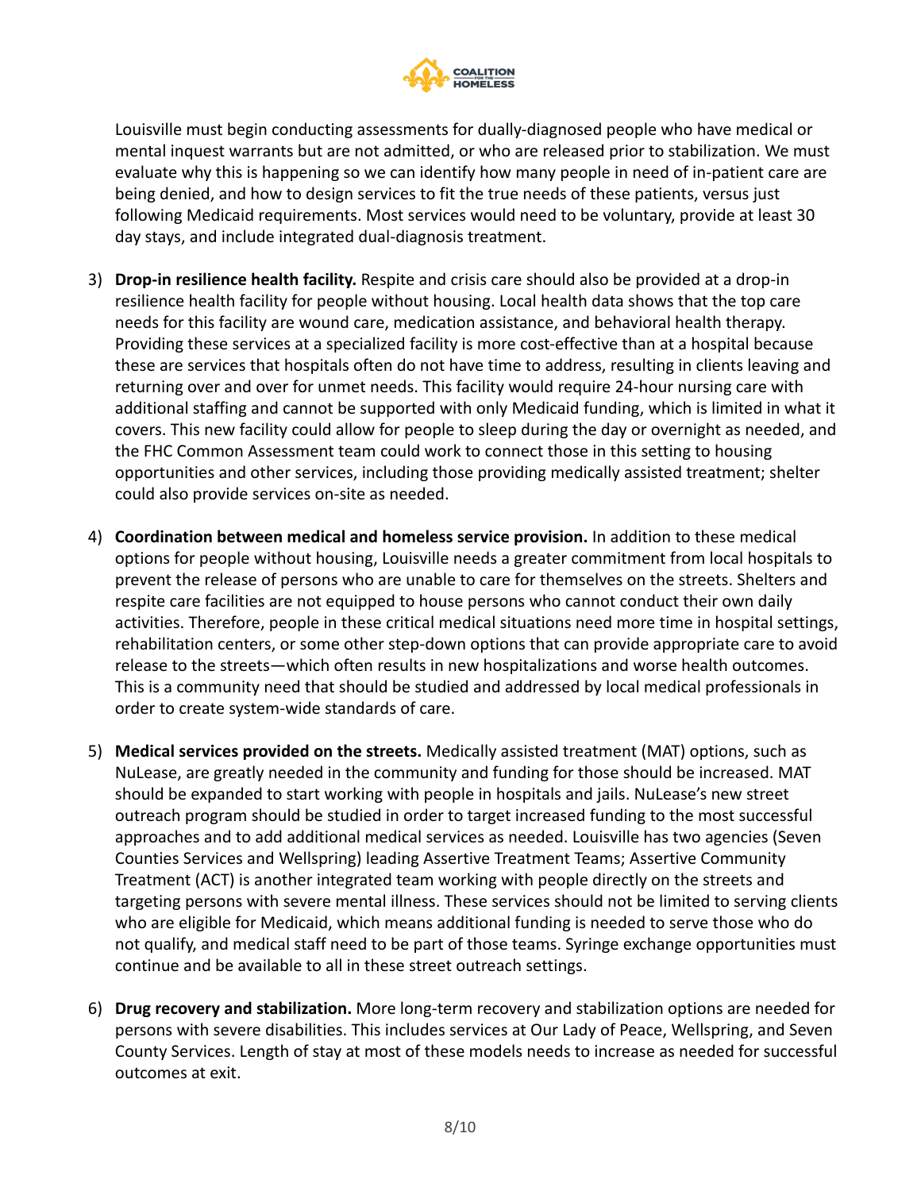Louisville must begin conducting assessments for dually-diagnosed people who have medical or mental inquest warrants but are not admitted, or who are released prior to stabilization. We must evaluate why this is happening so we can identify how many people in need of in-patient care are being denied, and how to design services to fit the true needs of these patients, versus just following Medicaid requirements. Most services would need to be voluntary, provide at least 30 day stays, and include integrated dual-diagnosis treatment.

3) **Drop-in resilience health facility.** Respite and crisis care should also be provided at a drop-in resilience health facility for people without housing. Local health data shows that the top care needs for this facility are wound care, medication assistance, and behavioral health therapy. Providing these services at a specialized facility is more cost-effective than at a hospital because these are services that hospitals often do not have time to address, resulting in clients leaving and returning over and over for unmet needs. This facility would require 24-hour nursing care with additional staffing and cannot be supported with only Medicaid funding, which is limited in what it covers. This new facility could allow for people to sleep during the day or overnight as needed, and the FHC Common Assessment team could work to connect those in this setting to housing opportunities and other services, including those providing medically assisted treatment; shelter could also provide services on-site as needed.

4) **Coordination between medical and homeless service provision.** In addition to these medical options for people without housing, Louisville needs a greater commitment from local hospitals to prevent the release of persons who are unable to care for themselves on the streets. Shelters and respite care facilities are not equipped to house persons who cannot conduct their own daily activities. Therefore, people in these critical medical situations need more time in hospital settings, rehabilitation centers, or some other step-down options that can provide appropriate care to avoid release to the streets—which often results in new hospitalizations and worse health outcomes. This is a community need that should be studied and addressed by local medical professionals in order to create system-wide standards of care.

5) **Medical services provided on the streets.** Medically assisted treatment (MAT) options, such as NuLease, are greatly needed in the community and funding for those should be increased. MAT should be expanded to start working with people in hospitals and jails. NuLease's new street outreach program should be studied in order to target increased funding to the most successful approaches and to add additional medical services as needed. Louisville has two agencies (Seven Counties Services and Wellspring) leading Assertive Treatment Teams; Assertive Community Treatment (ACT) is another integrated team working with people directly on the streets and targeting persons with severe mental illness. These services should not be limited to serving clients who are eligible for Medicaid, which means additional funding is needed to serve those who do not qualify, and medical staff need to be part of those teams. Syringe exchange opportunities must continue and be available to all in these street outreach settings.

6) **Drug recovery and stabilization.** More long-term recovery and stabilization options are needed for persons with severe disabilities. This includes services at Our Lady of Peace, Wellspring, and Seven County Services. Length of stay at most of these models needs to increase as needed for successful outcomes at exit.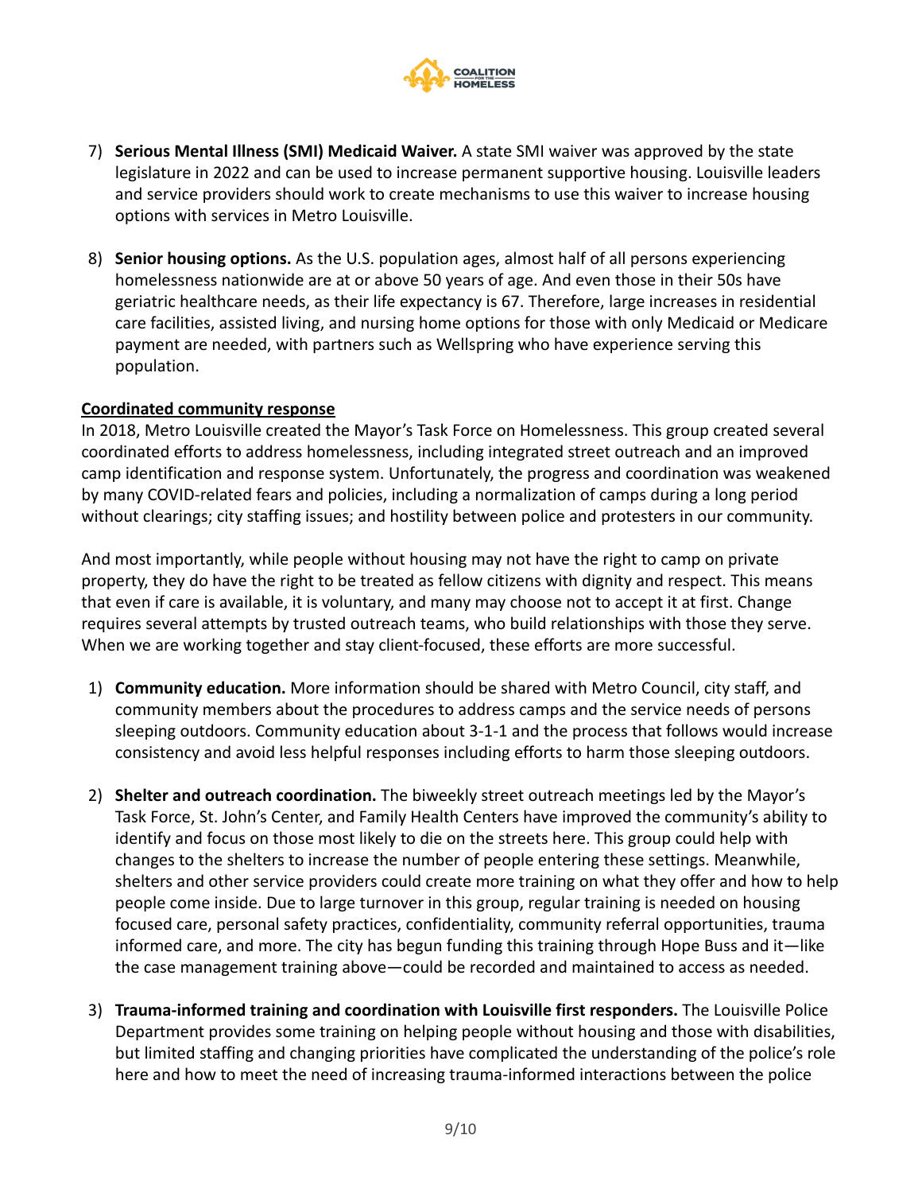7) **Serious Mental Illness (SMI) Medicaid Waiver.** A state SMI waiver was approved by the state legislature in 2022 and can be used to increase permanent supportive housing. Louisville leaders and service providers should work to create mechanisms to use this waiver to increase housing options with services in Metro Louisville.

8) **Senior housing options.** As the U.S. population ages, almost half of all persons experiencing homelessness nationwide are at or above 50 years of age. And even those in their 50s have geriatric healthcare needs, as their life expectancy is 67. Therefore, large increases in residential care facilities, assisted living, and nursing home options for those with only Medicaid or Medicare payment are needed, with partners such as Wellspring who have experience serving this population.

<u>**Coordinated community response**</u>

In 2018, Metro Louisville created the Mayor's Task Force on Homelessness. This group created several coordinated efforts to address homelessness, including integrated street outreach and an improved camp identification and response system. Unfortunately, the progress and coordination was weakened by many COVID-related fears and policies, including a normalization of camps during a long period without clearings; city staffing issues; and hostility between police and protesters in our community.

And most importantly, while people without housing may not have the right to camp on private property, they do have the right to be treated as fellow citizens with dignity and respect. This means that even if care is available, it is voluntary, and many may choose not to accept it at first. Change requires several attempts by trusted outreach teams, who build relationships with those they serve. When we are working together and stay client-focused, these efforts are more successful.

1) **Community education.** More information should be shared with Metro Council, city staff, and community members about the procedures to address camps and the service needs of persons sleeping outdoors. Community education about 3-1-1 and the process that follows would increase consistency and avoid less helpful responses including efforts to harm those sleeping outdoors.

2) **Shelter and outreach coordination.** The biweekly street outreach meetings led by the Mayor's Task Force, St. John's Center, and Family Health Centers have improved the community's ability to identify and focus on those most likely to die on the streets here. This group could help with changes to the shelters to increase the number of people entering these settings. Meanwhile, shelters and other service providers could create more training on what they offer and how to help people come inside. Due to large turnover in this group, regular training is needed on housing focused care, personal safety practices, confidentiality, community referral opportunities, trauma informed care, and more. The city has begun funding this training through Hope Buss and it—like the case management training above—could be recorded and maintained to access as needed.

3) **Trauma-informed training and coordination with Louisville first responders.** The Louisville Police Department provides some training on helping people without housing and those with disabilities, but limited staffing and changing priorities have complicated the understanding of the police's role here and how to meet the need of increasing trauma-informed interactions between the police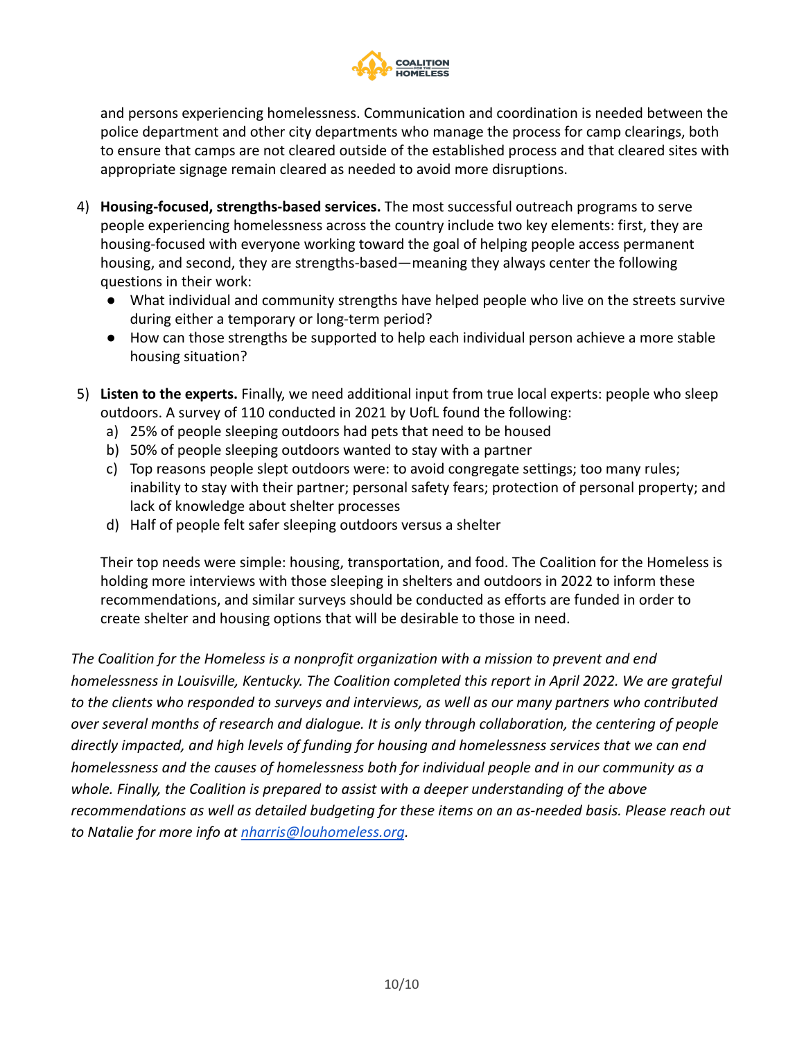and persons experiencing homelessness. Communication and coordination is needed between the police department and other city departments who manage the process for camp clearings, both to ensure that camps are not cleared outside of the established process and that cleared sites with appropriate signage remain cleared as needed to avoid more disruptions.

4) **Housing-focused, strengths-based services.** The most successful outreach programs to serve people experiencing homelessness across the country include two key elements: first, they are housing-focused with everyone working toward the goal of helping people access permanent housing, and second, they are strengths-based—meaning they always center the following questions in their work:
   - What individual and community strengths have helped people who live on the streets survive during either a temporary or long-term period?
   - How can those strengths be supported to help each individual person achieve a more stable housing situation?

5) **Listen to the experts.** Finally, we need additional input from true local experts: people who sleep outdoors. A survey of 110 conducted in 2021 by UofL found the following:
   a) 25% of people sleeping outdoors had pets that need to be housed
   b) 50% of people sleeping outdoors wanted to stay with a partner
   c) Top reasons people slept outdoors were: to avoid congregate settings; too many rules; inability to stay with their partner; personal safety fears; protection of personal property; and lack of knowledge about shelter processes
   d) Half of people felt safer sleeping outdoors versus a shelter

   Their top needs were simple: housing, transportation, and food. The Coalition for the Homeless is holding more interviews with those sleeping in shelters and outdoors in 2022 to inform these recommendations, and similar surveys should be conducted as efforts are funded in order to create shelter and housing options that will be desirable to those in need.

*The Coalition for the Homeless is a nonprofit organization with a mission to prevent and end homelessness in Louisville, Kentucky. The Coalition completed this report in April 2022. We are grateful to the clients who responded to surveys and interviews, as well as our many partners who contributed over several months of research and dialogue. It is only through collaboration, the centering of people directly impacted, and high levels of funding for housing and homelessness services that we can end homelessness and the causes of homelessness both for individual people and in our community as a whole. Finally, the Coalition is prepared to assist with a deeper understanding of the above recommendations as well as detailed budgeting for these items on an as-needed basis. Please reach out to Natalie for more info at [nharris@louhomeless.org](mailto:nharris@louhomeless.org).*